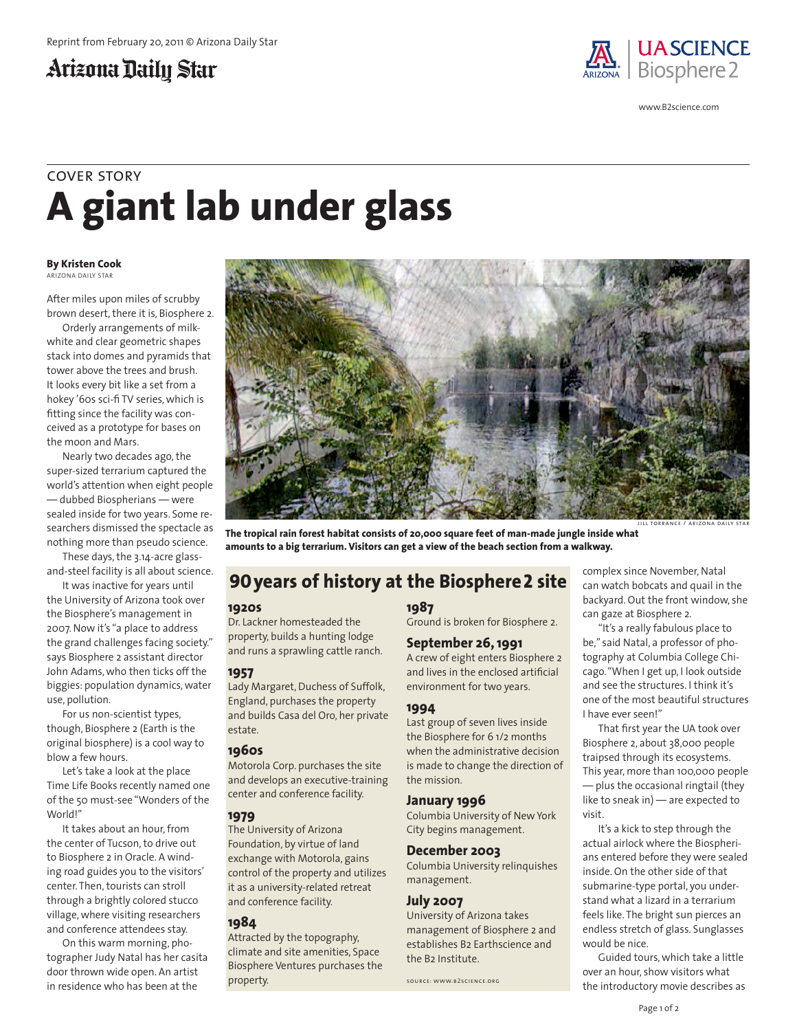Reprint from February 20, 2011 © Arizona Daily Star

Arizona Daily Star

UA SCIENCE Biosphere 2

www.B2science.com

COVER STORY

# A giant lab under glass

**By Kristen Cook**
ARIZONA DAILY STAR

After miles upon miles of scrubby brown desert, there it is, Biosphere 2.

Orderly arrangements of milk-white and clear geometric shapes stack into domes and pyramids that tower above the trees and brush. It looks every bit like a set from a hokey '60s sci-fi TV series, which is fitting since the facility was conceived as a prototype for bases on the moon and Mars.

Nearly two decades ago, the super-sized terrarium captured the world's attention when eight people — dubbed Biospherians — were sealed inside for two years. Some researchers dismissed the spectacle as nothing more than pseudo science.

These days, the 3.14-acre glass-and-steel facility is all about science.

It was inactive for years until the University of Arizona took over the Biosphere's management in 2007. Now it's "a place to address the grand challenges facing society," says Biosphere 2 assistant director John Adams, who then ticks off the biggies: population dynamics, water use, pollution.

For us non-scientist types, though, Biosphere 2 (Earth is the original biosphere) is a cool way to blow a few hours.

Let's take a look at the place Time Life Books recently named one of the 50 must-see "Wonders of the World!"

It takes about an hour, from the center of Tucson, to drive out to Biosphere 2 in Oracle. A winding road guides you to the visitors' center. Then, tourists can stroll through a brightly colored stucco village, where visiting researchers and conference attendees stay.

On this warm morning, photographer Judy Natal has her casita door thrown wide open. An artist in residence who has been at the complex since November, Natal can watch bobcats and quail in the backyard. Out the front window, she can gaze at Biosphere 2.

"It's a really fabulous place to be," said Natal, a professor of photography at Columbia College Chicago. "When I get up, I look outside and see the structures. I think it's one of the most beautiful structures I have ever seen!"

That first year the UA took over Biosphere 2, about 38,000 people traipsed through its ecosystems. This year, more than 100,000 people — plus the occasional ringtail (they like to sneak in) — are expected to visit.

It's a kick to step through the actual airlock where the Biospherians entered before they were sealed inside. On the other side of that submarine-type portal, you understand what a lizard in a terrarium feels like. The bright sun pierces an endless stretch of glass. Sunglasses would be nice.

Guided tours, which take a little over an hour, show visitors what the introductory movie describes as

JILL TORRANCE / ARIZONA DAILY STAR

**The tropical rain forest habitat consists of 20,000 square feet of man-made jungle inside what amounts to a big terrarium. Visitors can get a view of the beach section from a walkway.**

## 90 years of history at the Biosphere 2 site

### 1920s
Dr. Lackner homesteaded the property, builds a hunting lodge and runs a sprawling cattle ranch.

### 1957
Lady Margaret, Duchess of Suffolk, England, purchases the property and builds Casa del Oro, her private estate.

### 1960s
Motorola Corp. purchases the site and develops an executive-training center and conference facility.

### 1979
The University of Arizona Foundation, by virtue of land exchange with Motorola, gains control of the property and utilizes it as a university-related retreat and conference facility.

### 1984
Attracted by the topography, climate and site amenities, Space Biosphere Ventures purchases the property.

### 1987
Ground is broken for Biosphere 2.

### September 26, 1991
A crew of eight enters Biosphere 2 and lives in the enclosed artificial environment for two years.

### 1994
Last group of seven lives inside the Biosphere for 6 1/2 months when the administrative decision is made to change the direction of the mission.

### January 1996
Columbia University of New York City begins management.

### December 2003
Columbia University relinquishes management.

### July 2007
University of Arizona takes management of Biosphere 2 and establishes B2 Earthscience and the B2 Institute.

SOURCE: WWW.B2SCIENCE.ORG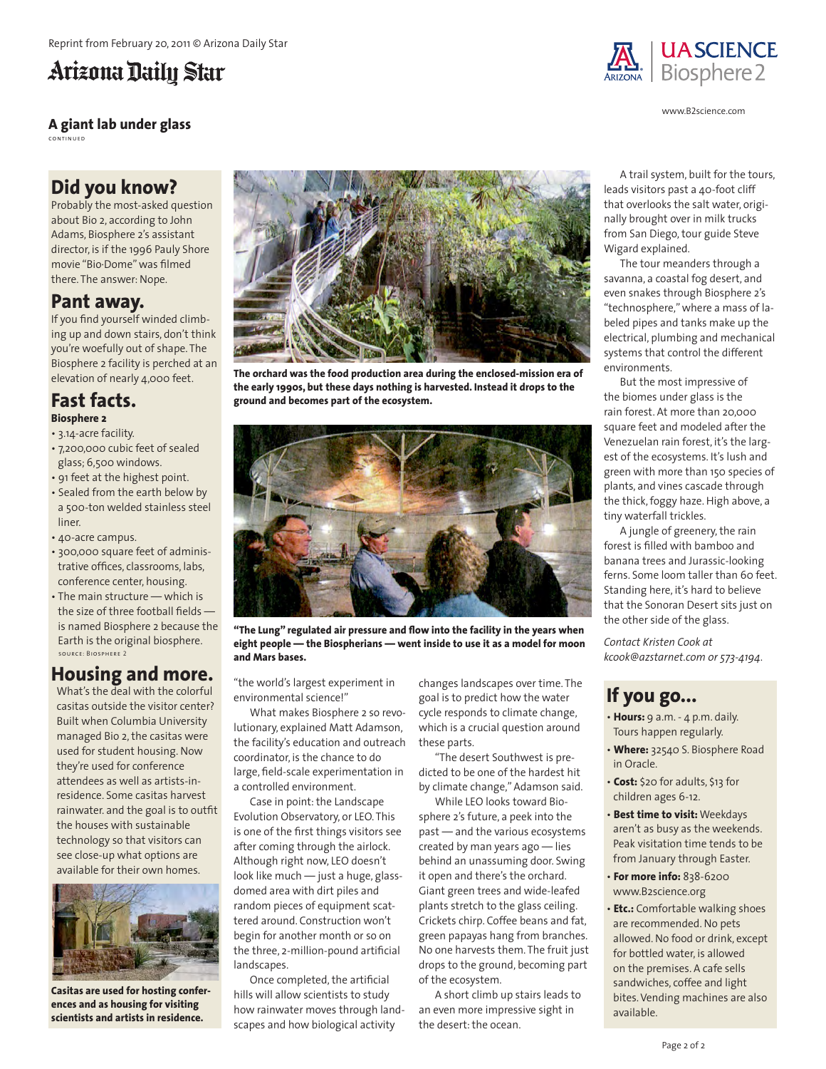Reprint from February 20, 2011 © Arizona Daily Star

Arizona Daily Star

UA SCIENCE Biosphere 2

www.B2science.com

## A giant lab under glass

CONTINUED

## Did you know?

Probably the most-asked question about Bio 2, according to John Adams, Biosphere 2's assistant director, is if the 1996 Pauly Shore movie "Bio-Dome" was filmed there. The answer: Nope.

## Pant away.

If you find yourself winded climbing up and down stairs, don't think you're woefully out of shape. The Biosphere 2 facility is perched at an elevation of nearly 4,000 feet.

## Fast facts.

**Biosphere 2**

- 3.14-acre facility.
- 7,200,000 cubic feet of sealed glass; 6,500 windows.
- 91 feet at the highest point.
- Sealed from the earth below by a 500-ton welded stainless steel liner.
- 40-acre campus.
- 300,000 square feet of administrative offices, classrooms, labs, conference center, housing.
- The main structure — which is the size of three football fields — is named Biosphere 2 because the Earth is the original biosphere.

SOURCE: BIOSPHERE 2

## Housing and more.

What's the deal with the colorful casitas outside the visitor center? Built when Columbia University managed Bio 2, the casitas were used for student housing. Now they're used for conference attendees as well as artists-in-residence. Some casitas harvest rainwater. and the goal is to outfit the houses with sustainable technology so that visitors can see close-up what options are available for their own homes.

**Casitas are used for hosting conferences and as housing for visiting scientists and artists in residence.**

**The orchard was the food production area during the enclosed-mission era of the early 1990s, but these days nothing is harvested. Instead it drops to the ground and becomes part of the ecosystem.**

**"The Lung" regulated air pressure and flow into the facility in the years when eight people — the Biospherians — went inside to use it as a model for moon and Mars bases.**

"the world's largest experiment in environmental science!"

What makes Biosphere 2 so revolutionary, explained Matt Adamson, the facility's education and outreach coordinator, is the chance to do large, field-scale experimentation in a controlled environment.

Case in point: the Landscape Evolution Observatory, or LEO. This is one of the first things visitors see after coming through the airlock. Although right now, LEO doesn't look like much — just a huge, glass-domed area with dirt piles and random pieces of equipment scattered around. Construction won't begin for another month or so on the three, 2-million-pound artificial landscapes.

Once completed, the artificial hills will allow scientists to study how rainwater moves through landscapes and how biological activity changes landscapes over time. The goal is to predict how the water cycle responds to climate change, which is a crucial question around these parts.

"The desert Southwest is predicted to be one of the hardest hit by climate change," Adamson said.

While LEO looks toward Biosphere 2's future, a peek into the past — and the various ecosystems created by man years ago — lies behind an unassuming door. Swing it open and there's the orchard. Giant green trees and wide-leafed plants stretch to the glass ceiling. Crickets chirp. Coffee beans and fat, green papayas hang from branches. No one harvests them. The fruit just drops to the ground, becoming part of the ecosystem.

A short climb up stairs leads to an even more impressive sight in the desert: the ocean.

A trail system, built for the tours, leads visitors past a 40-foot cliff that overlooks the salt water, originally brought over in milk trucks from San Diego, tour guide Steve Wigard explained.

The tour meanders through a savanna, a coastal fog desert, and even snakes through Biosphere 2's "technosphere," where a mass of labeled pipes and tanks make up the electrical, plumbing and mechanical systems that control the different environments.

But the most impressive of the biomes under glass is the rain forest. At more than 20,000 square feet and modeled after the Venezuelan rain forest, it's the largest of the ecosystems. It's lush and green with more than 150 species of plants, and vines cascade through the thick, foggy haze. High above, a tiny waterfall trickles.

A jungle of greenery, the rain forest is filled with bamboo and banana trees and Jurassic-looking ferns. Some loom taller than 60 feet. Standing here, it's hard to believe that the Sonoran Desert sits just on the other side of the glass.

*Contact Kristen Cook at kcook@azstarnet.com or 573-4194.*

## If you go...

- **Hours:** 9 a.m. - 4 p.m. daily. Tours happen regularly.
- **Where:** 32540 S. Biosphere Road in Oracle.
- **Cost:** $20 for adults, $13 for children ages 6-12.
- **Best time to visit:** Weekdays aren't as busy as the weekends. Peak visitation tends to be from January through Easter.
- **For more info:** 838-6200 www.B2science.org
- **Etc.:** Comfortable walking shoes are recommended. No pets allowed. No food or drink, except for bottled water, is allowed on the premises. A cafe sells sandwiches, coffee and light bites. Vending machines are also available.